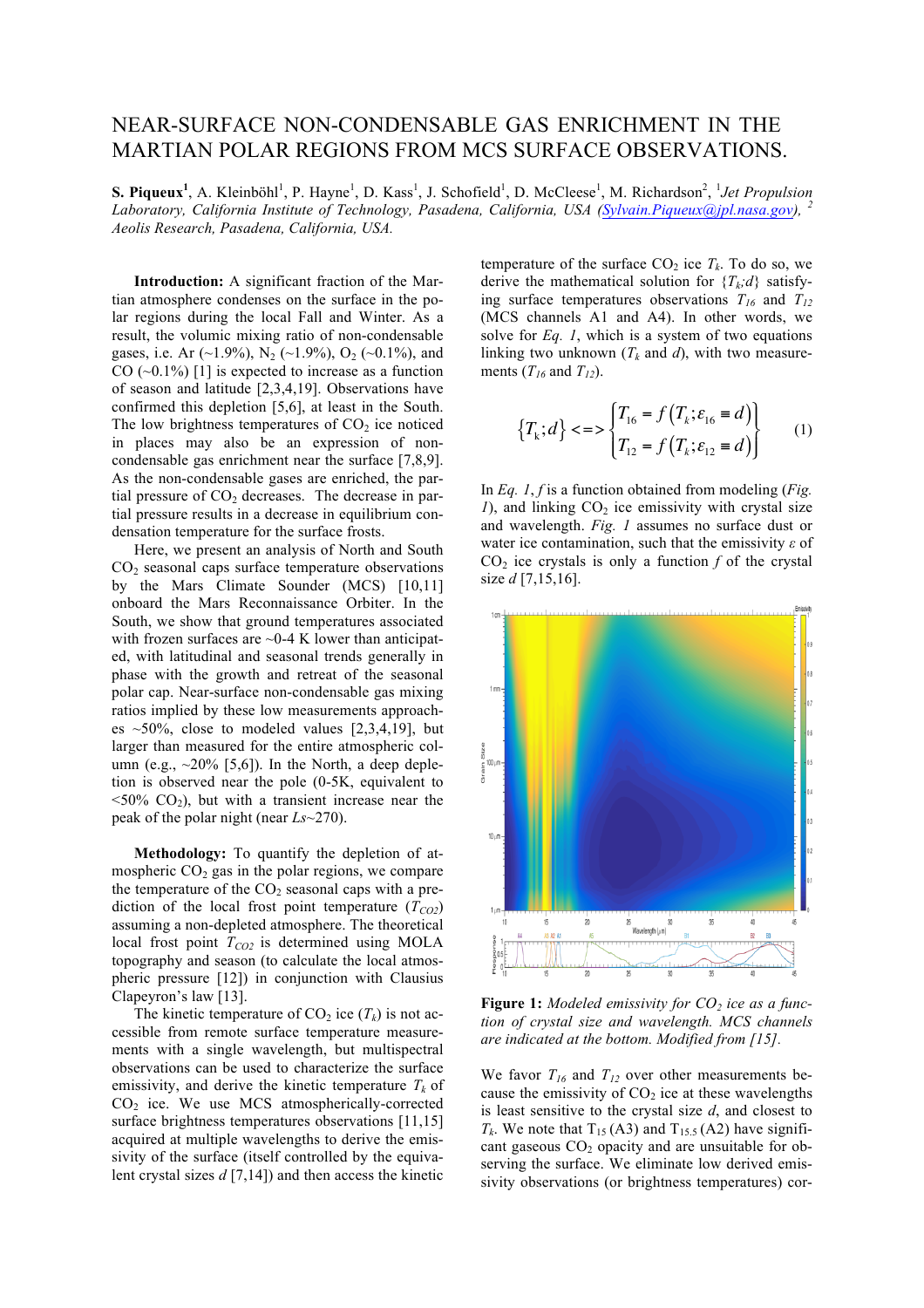# NEAR-SURFACE NON-CONDENSABLE GAS ENRICHMENT IN THE MARTIAN POLAR REGIONS FROM MCS SURFACE OBSERVATIONS.

**S. Piqueux**[1], A. Kleinböhl[1], P. Hayne[1], D. Kass[1], J. Schofield[1], D. McCleese[1], M. Richardson[2], [1]*Jet Propulsion Laboratory, California Institute of Technology, Pasadena, California, USA (Sylvain.Piqueux@jpl.nasa.gov),* [2]*Aeolis Research, Pasadena, California, USA.*

**Introduction:** A significant fraction of the Martian atmosphere condenses on the surface in the polar regions during the local Fall and Winter. As a result, the volumic mixing ratio of non-condensable gases, i.e. Ar (~1.9%), $N_2$ (~1.9%), $O_2$ (~0.1%), and CO (~0.1%) [1] is expected to increase as a function of season and latitude [2,3,4,19]. Observations have confirmed this depletion [5,6], at least in the South. The low brightness temperatures of $CO_2$ ice noticed in places may also be an expression of non-condensable gas enrichment near the surface [7,8,9]. As the non-condensable gases are enriched, the partial pressure of $CO_2$ decreases. The decrease in partial pressure results in a decrease in equilibrium condensation temperature for the surface frosts.

Here, we present an analysis of North and South $CO_2$ seasonal caps surface temperature observations by the Mars Climate Sounder (MCS) [10,11] onboard the Mars Reconnaissance Orbiter. In the South, we show that ground temperatures associated with frozen surfaces are ~0-4 K lower than anticipated, with latitudinal and seasonal trends generally in phase with the growth and retreat of the seasonal polar cap. Near-surface non-condensable gas mixing ratios implied by these low measurements approaches ~50%, close to modeled values [2,3,4,19], but larger than measured for the entire atmospheric column (e.g., ~20% [5,6]). In the North, a deep depletion is observed near the pole (0-5K, equivalent to <50% $CO_2$), but with a transient increase near the peak of the polar night (near *Ls*~270).

**Methodology:** To quantify the depletion of atmospheric $CO_2$ gas in the polar regions, we compare the temperature of the $CO_2$ seasonal caps with a prediction of the local frost point temperature ($T_{CO2}$) assuming a non-depleted atmosphere. The theoretical local frost point $T_{CO2}$ is determined using MOLA topography and season (to calculate the local atmospheric pressure [12]) in conjunction with Clausius Clapeyron's law [13].

The kinetic temperature of $CO_2$ ice ($T_k$) is not accessible from remote surface temperature measurements with a single wavelength, but multispectral observations can be used to characterize the surface emissivity, and derive the kinetic temperature $T_k$ of $CO_2$ ice. We use MCS atmospherically-corrected surface brightness temperatures observations [11,15] acquired at multiple wavelengths to derive the emissivity of the surface (itself controlled by the equivalent crystal sizes $d$ [7,14]) and then access the kinetic temperature of the surface $CO_2$ ice $T_k$. To do so, we derive the mathematical solution for $\{T_k;d\}$ satisfying surface temperatures observations $T_{16}$ and $T_{12}$ (MCS channels A1 and A4). In other words, we solve for *Eq. 1*, which is a system of two equations linking two unknown ($T_k$ and $d$), with two measurements ($T_{16}$ and $T_{12}$).

$$\{T_k;d\} <=> \begin{Bmatrix} T_{16} = f(T_k;\varepsilon_{16} \equiv d) \\ T_{12} = f(T_k;\varepsilon_{12} \equiv d) \end{Bmatrix} \quad (1)$$

In *Eq. 1*, $f$ is a function obtained from modeling (*Fig. 1*), and linking $CO_2$ ice emissivity with crystal size and wavelength. *Fig. 1* assumes no surface dust or water ice contamination, such that the emissivity $\varepsilon$ of $CO_2$ ice crystals is only a function $f$ of the crystal size $d$ [7,15,16].

**Figure 1:** *Modeled emissivity for $CO_2$ ice as a function of crystal size and wavelength. MCS channels are indicated at the bottom. Modified from [15].*

We favor $T_{16}$ and $T_{12}$ over other measurements because the emissivity of $CO_2$ ice at these wavelengths is least sensitive to the crystal size $d$, and closest to $T_k$. We note that $T_{15}$ (A3) and $T_{15.5}$ (A2) have significant gaseous $CO_2$ opacity and are unsuitable for observing the surface. We eliminate low derived emissivity observations (or brightness temperatures) cor-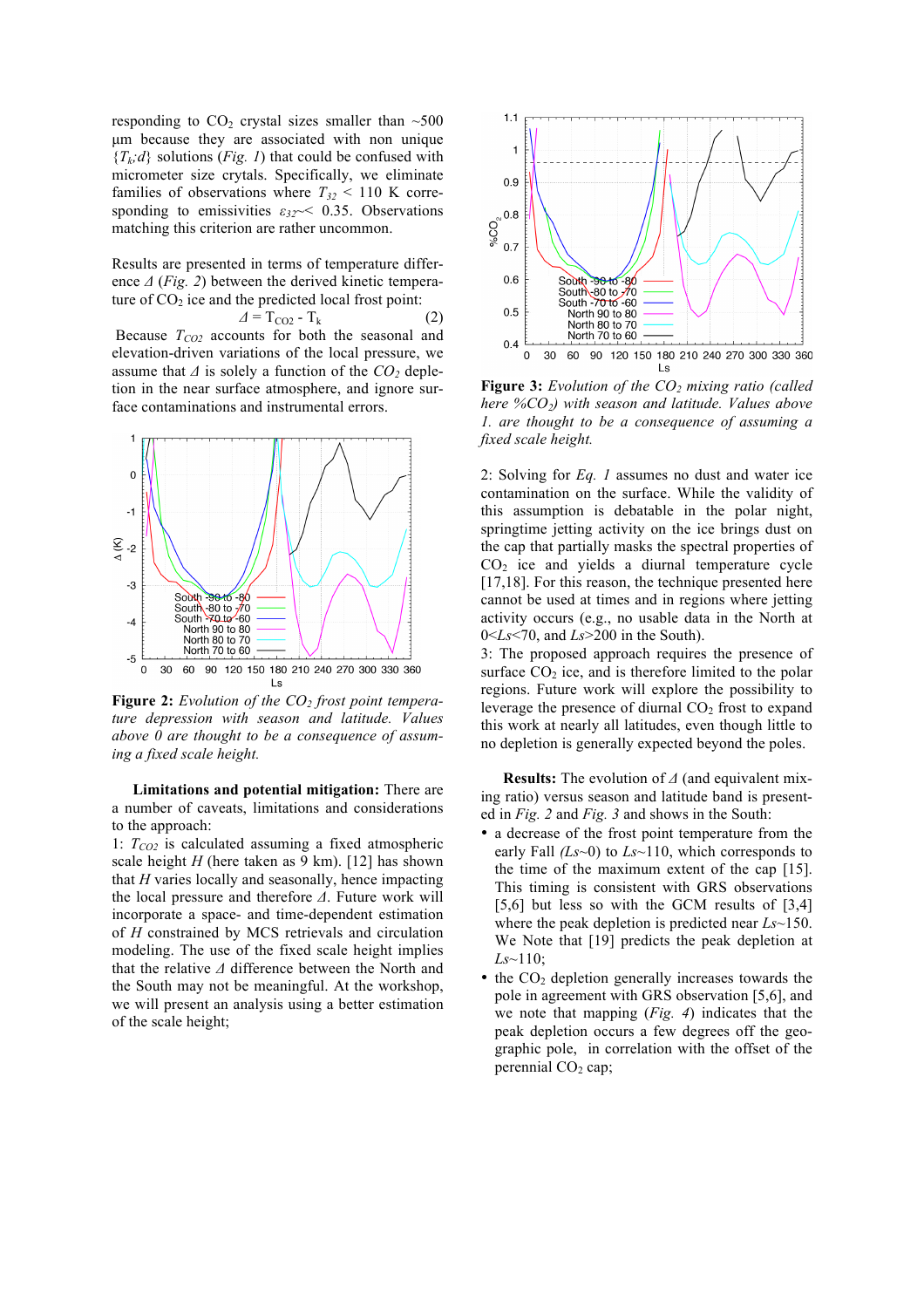responding to $CO_2$ crystal sizes smaller than ~500 µm because they are associated with non unique $\{T_k;d\}$ solutions (*Fig. 1*) that could be confused with micrometer size crytals. Specifically, we eliminate families of observations where $T_{32}$ < 110 K corresponding to emissivities $\varepsilon_{32}$~< 0.35. Observations matching this criterion are rather uncommon.

Results are presented in terms of temperature difference $\Delta$ (*Fig. 2*) between the derived kinetic temperature of $CO_2$ ice and the predicted local frost point:

$$\Delta = T_{CO2} - T_k \qquad (2)$$

Because $T_{CO2}$ accounts for both the seasonal and elevation-driven variations of the local pressure, we assume that $\Delta$ is solely a function of the $CO_2$ depletion in the near surface atmosphere, and ignore surface contaminations and instrumental errors.

**Figure 2:** *Evolution of the $CO_2$ frost point temperature depression with season and latitude. Values above 0 are thought to be a consequence of assuming a fixed scale height.*

**Limitations and potential mitigation:** There are a number of caveats, limitations and considerations to the approach:

1: $T_{CO2}$ is calculated assuming a fixed atmospheric scale height $H$ (here taken as 9 km). [12] has shown that $H$ varies locally and seasonally, hence impacting the local pressure and therefore $\Delta$. Future work will incorporate a space- and time-dependent estimation of $H$ constrained by MCS retrievals and circulation modeling. The use of the fixed scale height implies that the relative $\Delta$ difference between the North and the South may not be meaningful. At the workshop, we will present an analysis using a better estimation of the scale height;

**Figure 3:** *Evolution of the $CO_2$ mixing ratio (called here $\%CO_2$) with season and latitude. Values above 1. are thought to be a consequence of assuming a fixed scale height.*

2: Solving for *Eq. 1* assumes no dust and water ice contamination on the surface. While the validity of this assumption is debatable in the polar night, springtime jetting activity on the ice brings dust on the cap that partially masks the spectral properties of $CO_2$ ice and yields a diurnal temperature cycle [17,18]. For this reason, the technique presented here cannot be used at times and in regions where jetting activity occurs (e.g., no usable data in the North at 0<*Ls*<70, and *Ls*>200 in the South).

3: The proposed approach requires the presence of surface $CO_2$ ice, and is therefore limited to the polar regions. Future work will explore the possibility to leverage the presence of diurnal $CO_2$ frost to expand this work at nearly all latitudes, even though little to no depletion is generally expected beyond the poles.

**Results:** The evolution of $\Delta$ (and equivalent mixing ratio) versus season and latitude band is presented in *Fig. 2* and *Fig. 3* and shows in the South:

- a decrease of the frost point temperature from the early Fall *(Ls*~0) to *Ls*~110, which corresponds to the time of the maximum extent of the cap [15]. This timing is consistent with GRS observations [5,6] but less so with the GCM results of [3,4] where the peak depletion is predicted near *Ls*~150. We Note that [19] predicts the peak depletion at *Ls*~110;
- the $CO_2$ depletion generally increases towards the pole in agreement with GRS observation [5,6], and we note that mapping (*Fig. 4*) indicates that the peak depletion occurs a few degrees off the geographic pole, in correlation with the offset of the perennial $CO_2$ cap;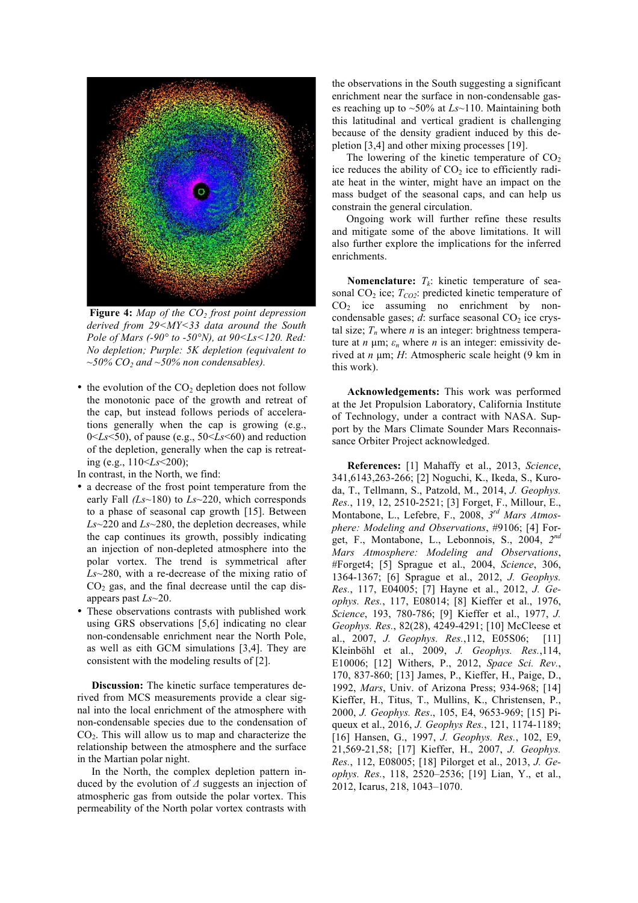**Figure 4:** *Map of the $CO_2$ frost point depression derived from 29<MY<33 data around the South Pole of Mars (-90° to -50°N), at 90<Ls<120. Red: No depletion; Purple: 5K depletion (equivalent to ~50% $CO_2$ and ~50% non condensables).*

- the evolution of the $CO_2$ depletion does not follow the monotonic pace of the growth and retreat of the cap, but instead follows periods of accelerations generally when the cap is growing (e.g., 0<*Ls*<50), of pause (e.g., 50<*Ls*<60) and reduction of the depletion, generally when the cap is retreating (e.g., 110<*Ls*<200);

In contrast, in the North, we find:

- a decrease of the frost point temperature from the early Fall *(Ls*~180) to *Ls*~220, which corresponds to a phase of seasonal cap growth [15]. Between *Ls*~220 and *Ls*~280, the depletion decreases, while the cap continues its growth, possibly indicating an injection of non-depleted atmosphere into the polar vortex. The trend is symmetrical after *Ls*~280, with a re-decrease of the mixing ratio of $CO_2$ gas, and the final decrease until the cap disappears past *Ls*~20.
- These observations contrasts with published work using GRS observations [5,6] indicating no clear non-condensable enrichment near the North Pole, as well as eith GCM simulations [3,4]. They are consistent with the modeling results of [2].

**Discussion:** The kinetic surface temperatures derived from MCS measurements provide a clear signal into the local enrichment of the atmosphere with non-condensable species due to the condensation of $CO_2$. This will allow us to map and characterize the relationship between the atmosphere and the surface in the Martian polar night.

In the North, the complex depletion pattern induced by the evolution of $\Delta$ suggests an injection of atmospheric gas from outside the polar vortex. This permeability of the North polar vortex contrasts with the observations in the South suggesting a significant enrichment near the surface in non-condensable gases reaching up to ~50% at *Ls*~110. Maintaining both this latitudinal and vertical gradient is challenging because of the density gradient induced by this depletion [3,4] and other mixing processes [19].

The lowering of the kinetic temperature of $CO_2$ ice reduces the ability of $CO_2$ ice to efficiently radiate heat in the winter, might have an impact on the mass budget of the seasonal caps, and can help us constrain the general circulation.

Ongoing work will further refine these results and mitigate some of the above limitations. It will also further explore the implications for the inferred enrichments.

**Nomenclature:** $T_k$: kinetic temperature of seasonal $CO_2$ ice; $T_{CO2}$: predicted kinetic temperature of $CO_2$ ice assuming no enrichment by non-condensable gases; *d*: surface seasonal $CO_2$ ice crystal size; $T_n$ where *n* is an integer: brightness temperature at *n* µm; $\varepsilon_n$ where *n* is an integer: emissivity derived at *n* µm; *H*: Atmospheric scale height (9 km in this work).

**Acknowledgements:** This work was performed at the Jet Propulsion Laboratory, California Institute of Technology, under a contract with NASA. Support by the Mars Climate Sounder Mars Reconnaissance Orbiter Project acknowledged.

**References:** [1] Mahaffy et al., 2013, *Science*, 341,6143,263-266; [2] Noguchi, K., Ikeda, S., Kuroda, T., Tellmann, S., Patzold, M., 2014, *J. Geophys. Res.*, 119, 12, 2510-2521; [3] Forget, F., Millour, E., Montabone, L., Lefebre, F., 2008, *3rd Mars Atmosphere: Modeling and Observations*, #9106; [4] Forget, F., Montabone, L., Lebonnois, S., 2004, *2nd Mars Atmosphere: Modeling and Observations*, #Forget4; [5] Sprague et al., 2004, *Science*, 306, 1364-1367; [6] Sprague et al., 2012, *J. Geophys. Res.*, 117, E04005; [7] Hayne et al., 2012, *J. Geophys. Res.*, 117, E08014; [8] Kieffer et al., 1976, *Science*, 193, 780-786; [9] Kieffer et al., 1977, *J. Geophys. Res.*, 82(28), 4249-4291; [10] McCleese et al., 2007, *J. Geophys. Res.*,112, E05S06; [11] Kleinböhl et al., 2009, *J. Geophys. Res.*,114, E10006; [12] Withers, P., 2012, *Space Sci. Rev.*, 170, 837-860; [13] James, P., Kieffer, H., Paige, D., 1992, *Mars*, Univ. of Arizona Press; 934-968; [14] Kieffer, H., Titus, T., Mullins, K., Christensen, P., 2000, *J. Geophys. Res*., 105, E4, 9653-969; [15] Piqueux et al., 2016, *J. Geophys Res.*, 121, 1174-1189; [16] Hansen, G., 1997, *J. Geophys. Res.*, 102, E9, 21,569-21,58; [17] Kieffer, H., 2007, *J. Geophys. Res.*, 112, E08005; [18] Pilorget et al., 2013, *J. Geophys. Res.*, 118, 2520–2536; [19] Lian, Y., et al., 2012, Icarus, 218, 1043–1070.